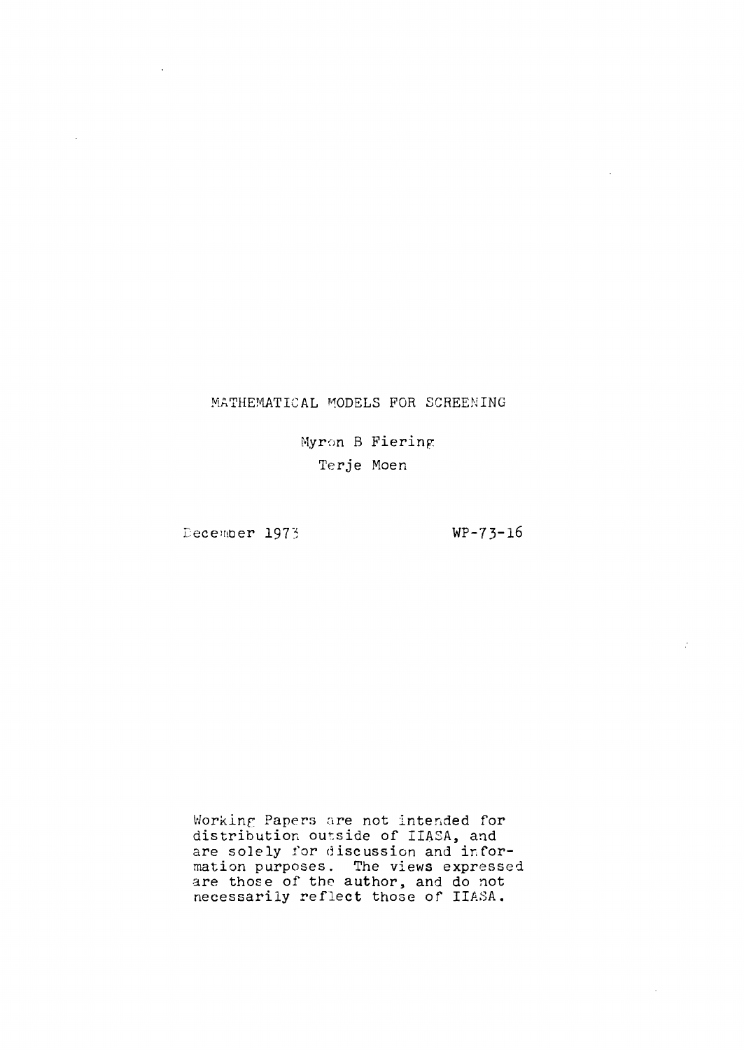# MATHEMATICAL MODELS FOR SCREENING

Myron B Fiering

Terje Moen

December 1973

WP-73-16

Working Papers are not intended for distribution outside of IIASA, and are solely for discussion and information purposes. The views expressed are those of the author, and do not necessarily reflect those of IIASA.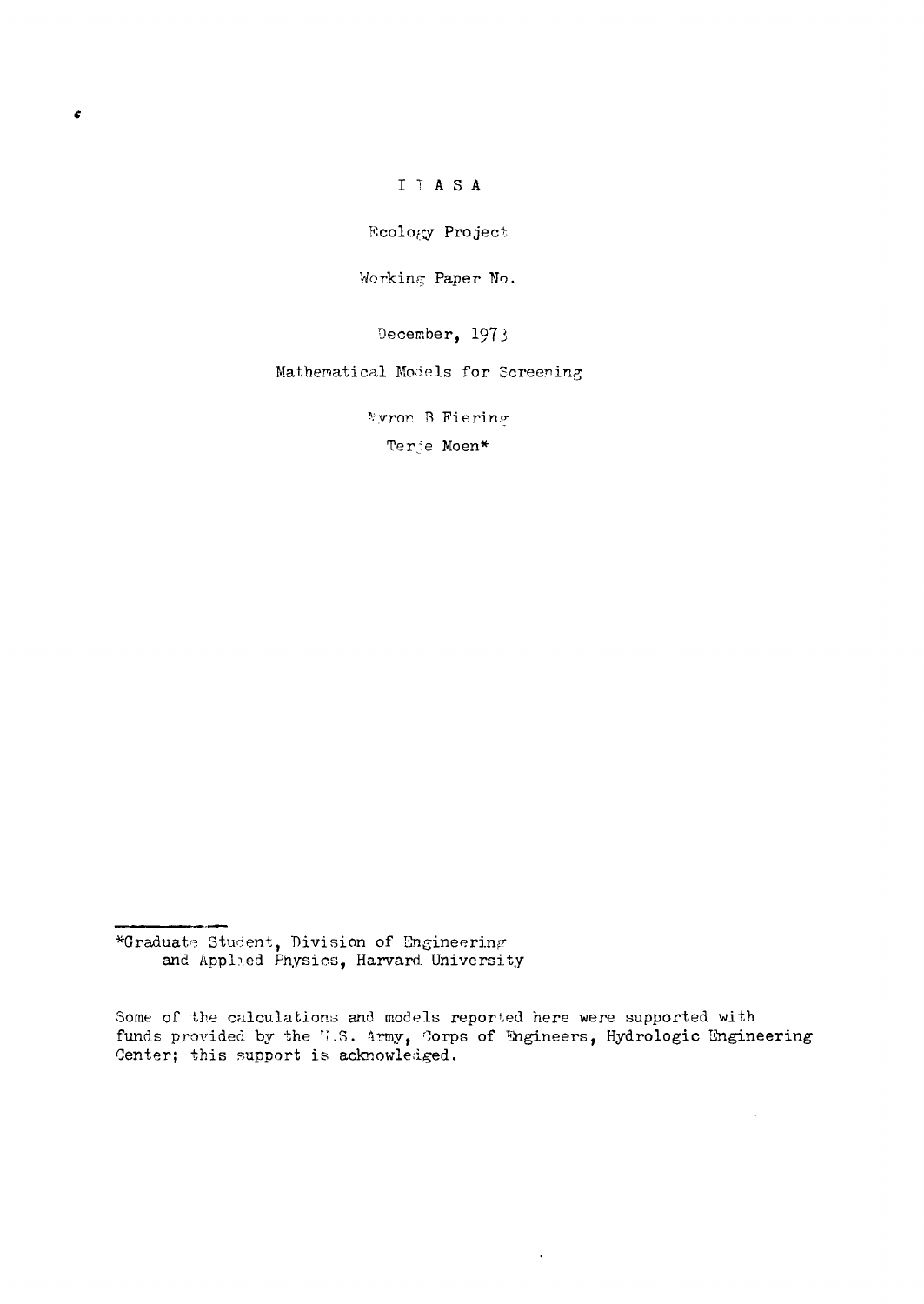I I A S A

Ecology Project

Working Paper No.

December, 1973

# Mathematical Models for Screening

Myron B Fiering

Terje Moen*

---

*Graduate Student, Division of Engineering and Applied Physics, Harvard University

Some of the calculations and models reported here were supported with funds provided by the U.S. Army, Corps of Engineers, Hydrologic Engineering Center; this support is acknowledged.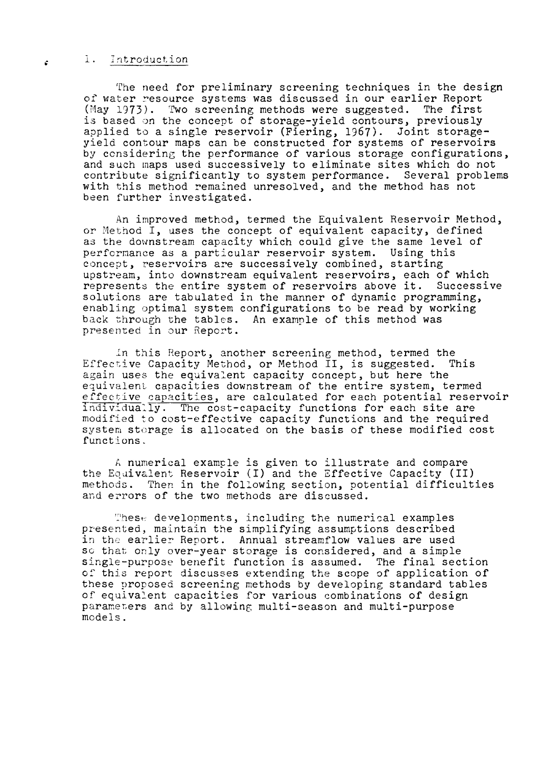## 1. Introduction

The need for preliminary screening techniques in the design of water resource systems was discussed in our earlier Report (May 1973). Two screening methods were suggested. The first is based on the concept of storage-yield contours, previously applied to a single reservoir (Fiering, 1967). Joint storage-yield contour maps can be constructed for systems of reservoirs by considering the performance of various storage configurations, and such maps used successively to eliminate sites which do not contribute significantly to system performance. Several problems with this method remained unresolved, and the method has not been further investigated.

An improved method, termed the Equivalent Reservoir Method, or Method I, uses the concept of equivalent capacity, defined as the downstream capacity which could give the same level of performance as a particular reservoir system. Using this concept, reservoirs are successively combined, starting upstream, into downstream equivalent reservoirs, each of which represents the entire system of reservoirs above it. Successive solutions are tabulated in the manner of dynamic programming, enabling optimal system configurations to be read by working back through the tables. An example of this method was presented in our Report.

In this Report, another screening method, termed the Effective Capacity Method, or Method II, is suggested. This again uses the equivalent capacity concept, but here the equivalent capacities downstream of the entire system, termed effective capacities, are calculated for each potential reservoir individually. The cost-capacity functions for each site are modified to cost-effective capacity functions and the required system storage is allocated on the basis of these modified cost functions.

A numerical example is given to illustrate and compare the Equivalent Reservoir (I) and the Effective Capacity (II) methods. Then in the following section, potential difficulties and errors of the two methods are discussed.

These developments, including the numerical examples presented, maintain the simplifying assumptions described in the earlier Report. Annual streamflow values are used so that only over-year storage is considered, and a simple single-purpose benefit function is assumed. The final section of this report discusses extending the scope of application of these proposed screening methods by developing standard tables of equivalent capacities for various combinations of design parameters and by allowing multi-season and multi-purpose models.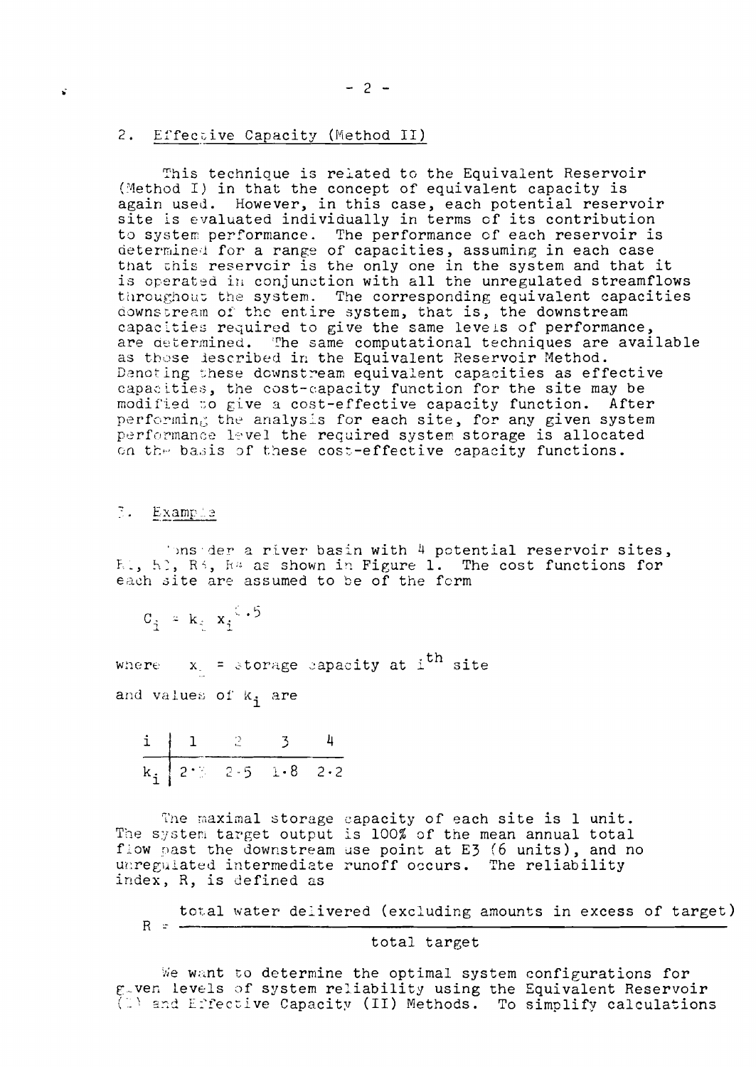## 2. Effective Capacity (Method II)

This technique is related to the Equivalent Reservoir (Method I) in that the concept of equivalent capacity is again used. However, in this case, each potential reservoir site is evaluated individually in terms of its contribution to system performance. The performance of each reservoir is determined for a range of capacities, assuming in each case that this reservoir is the only one in the system and that it is operated in conjunction with all the unregulated streamflows throughout the system. The corresponding equivalent capacities downstream of the entire system, that is, the downstream capacities required to give the same levels of performance, are determined. The same computational techniques are available as those described in the Equivalent Reservoir Method. Denoting these downstream equivalent capacities as effective capacities, the cost-capacity function for the site may be modified to give a cost-effective capacity function. After performing the analysis for each site, for any given system performance level the required system storage is allocated on the basis of these cost-effective capacity functions.

## 3. Example

Consider a river basin with 4 potential reservoir sites, R1, R2, R3, R4 as shown in Figure 1. The cost functions for each site are assumed to be of the form

$$C_i = k_i \; x_i^{0.5}$$

where $x_i$ = storage capacity at $i^{th}$ site

and values of $k_i$ are

| $i$ | 1 | 2 | 3 | 4 |
|---|---|---|---|---|
| $k_i$ | 2·3 | 2·5 | 1·8 | 2·2 |

The maximal storage capacity of each site is 1 unit. The system target output is 100% of the mean annual total flow past the downstream use point at E3 (6 units), and no unregulated intermediate runoff occurs. The reliability index, R, is defined as

$$R = \frac{\text{total water delivered (excluding amounts in excess of target)}}{\text{total target}}$$

We want to determine the optimal system configurations for given levels of system reliability using the Equivalent Reservoir (I) and Effective Capacity (II) Methods. To simplify calculations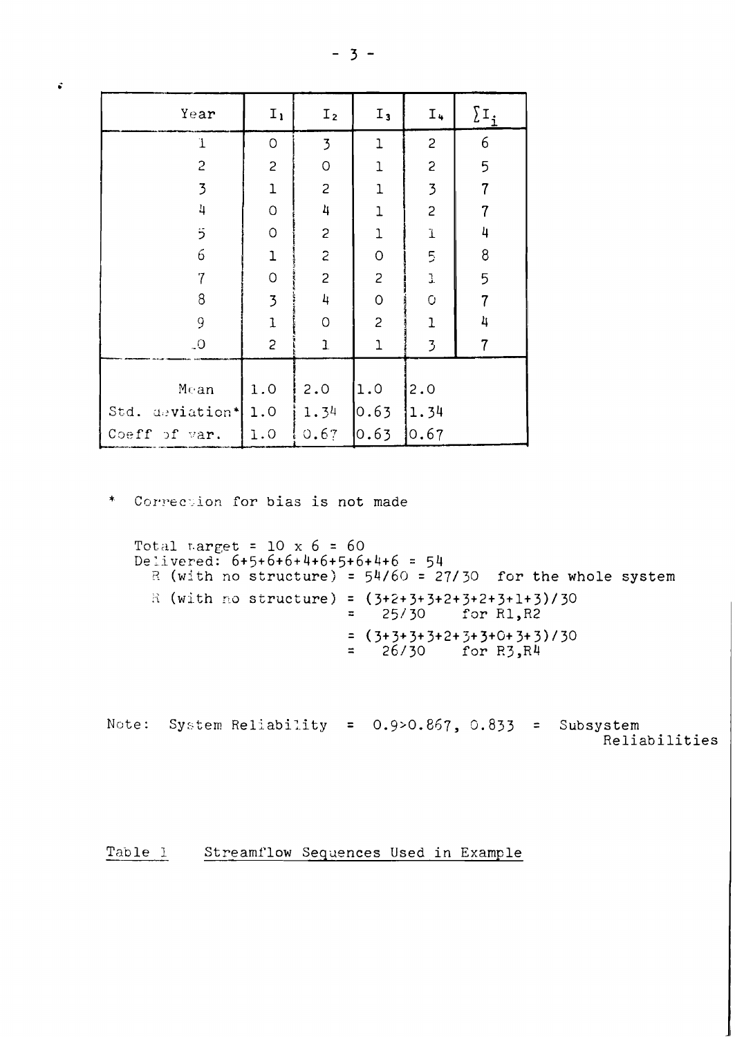| Year | $I_1$ | $I_2$ | $I_3$ | $I_4$ | $\sum I_i$ |
|---|---|---|---|---|---|
| 1 | 0 | 3 | 1 | 2 | 6 |
| 2 | 2 | 0 | 1 | 2 | 5 |
| 3 | 1 | 2 | 1 | 3 | 7 |
| 4 | 0 | 4 | 1 | 2 | 7 |
| 5 | 0 | 2 | 1 | 1 | 4 |
| 6 | 1 | 2 | 0 | 5 | 8 |
| 7 | 0 | 2 | 2 | 1 | 5 |
| 8 | 3 | 4 | 0 | 0 | 7 |
| 9 | 1 | 0 | 2 | 1 | 4 |
| 10 | 2 | 1 | 1 | 3 | 7 |
| Mean | 1.0 | 2.0 | 1.0 | 2.0 | |
| Std. deviation* | 1.0 | 1.34 | 0.63 | 1.34 | |
| Coeff of var. | 1.0 | 0.67 | 0.63 | 0.67 | |

\* Correction for bias is not made

Total target = 10 x 6 = 60
Delivered: 6+5+6+6+4+6+5+6+4+6 = 54
R (with no structure) = 54/60 = 27/30 for the whole system
R (with no structure) = (3+2+3+3+2+3+2+3+1+3)/30
= 25/30 for R1,R2
= (3+3+3+3+2+3+3+0+3+3)/30
= 26/30 for R3,R4

Note: System Reliability = 0.9>0.867, 0.833 = Subsystem Reliabilities

Table 1 Streamflow Sequences Used in Example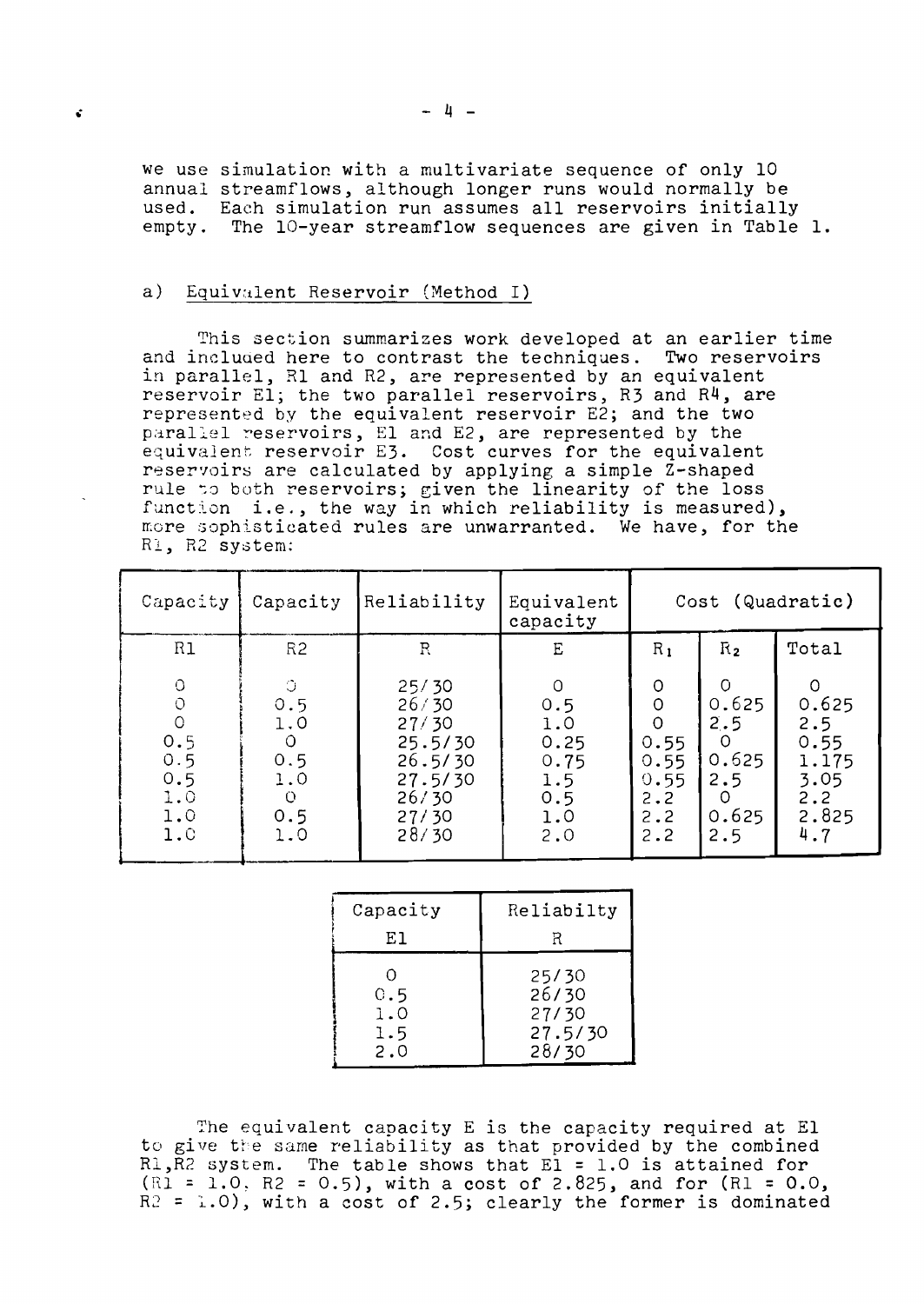we use simulation with a multivariate sequence of only 10 annual streamflows, although longer runs would normally be used. Each simulation run assumes all reservoirs initially empty. The 10-year streamflow sequences are given in Table 1.

### a) Equivalent Reservoir (Method I)

This section summarizes work developed at an earlier time and included here to contrast the techniques. Two reservoirs in parallel, R1 and R2, are represented by an equivalent reservoir E1; the two parallel reservoirs, R3 and R4, are represented by the equivalent reservoir E2; and the two parallel reservoirs, E1 and E2, are represented by the equivalent reservoir E3. Cost curves for the equivalent reservoirs are calculated by applying a simple Z-shaped rule to both reservoirs; given the linearity of the loss function i.e., the way in which reliability is measured), more sophisticated rules are unwarranted. We have, for the R1, R2 system:

| Capacity | Capacity | Reliability | Equivalent capacity | Cost (Quadratic) | | |
|---|---|---|---|---|---|---|
| R1 | R2 | R | E | $R_1$ | $R_2$ | Total |
| 0 | 0 | 25/30 | 0 | 0 | 0 | 0 |
| 0 | 0.5 | 26/30 | 0.5 | 0 | 0.625 | 0.625 |
| 0 | 1.0 | 27/30 | 1.0 | 0 | 2.5 | 2.5 |
| 0.5 | 0 | 25.5/30 | 0.25 | 0.55 | 0 | 0.55 |
| 0.5 | 0.5 | 26.5/30 | 0.75 | 0.55 | 0.625 | 1.175 |
| 0.5 | 1.0 | 27.5/30 | 1.5 | 0.55 | 2.5 | 3.05 |
| 1.0 | 0 | 26/30 | 0.5 | 2.2 | 0 | 2.2 |
| 1.0 | 0.5 | 27/30 | 1.0 | 2.2 | 0.625 | 2.825 |
| 1.0 | 1.0 | 28/30 | 2.0 | 2.2 | 2.5 | 4.7 |

| Capacity E1 | Reliabilty R |
|---|---|
| 0 | 25/30 |
| 0.5 | 26/30 |
| 1.0 | 27/30 |
| 1.5 | 27.5/30 |
| 2.0 | 28/30 |

The equivalent capacity E is the capacity required at E1 to give the same reliability as that provided by the combined R1,R2 system. The table shows that E1 = 1.0 is attained for (R1 = 1.0, R2 = 0.5), with a cost of 2.825, and for (R1 = 0.0, R2 = 1.0), with a cost of 2.5; clearly the former is dominated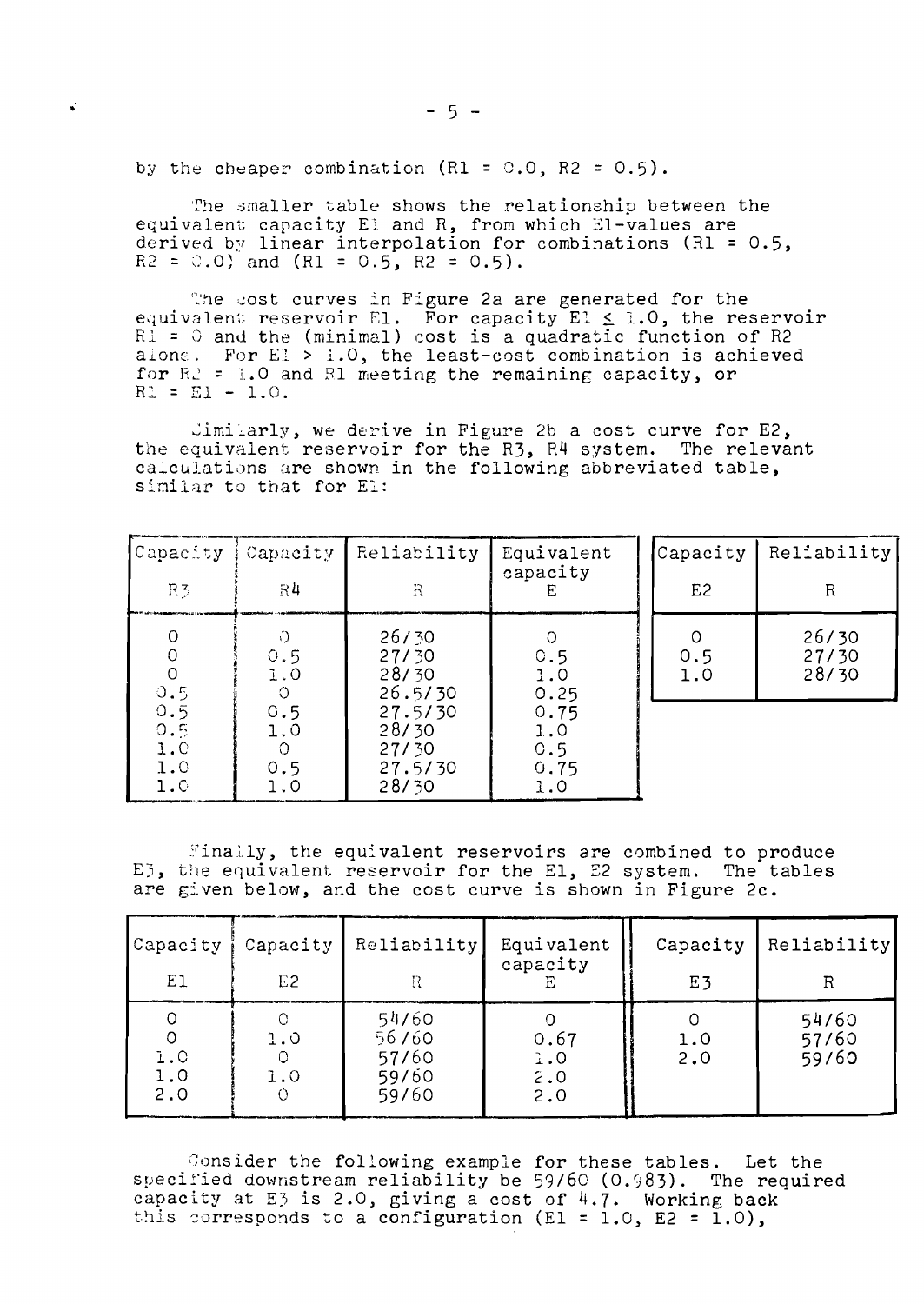by the cheaper combination ($R1 = 0.0$, $R2 = 0.5$).

The smaller table shows the relationship between the equivalent capacity E1 and R, from which E1-values are derived by linear interpolation for combinations ($R1 = 0.5$, $R2 = 0.0$) and ($R1 = 0.5$, $R2 = 0.5$).

The cost curves in Figure 2a are generated for the equivalent reservoir E1. For capacity $E1 \leq 1.0$, the reservoir $R1 = 0$ and the (minimal) cost is a quadratic function of R2 alone. For $E1 > 1.0$, the least-cost combination is achieved for $R2 = 1.0$ and R1 meeting the remaining capacity, or $R1 = E1 - 1.0$.

Similarly, we derive in Figure 2b a cost curve for E2, the equivalent reservoir for the R3, R4 system. The relevant calculations are shown in the following abbreviated table, similar to that for E1:

| Capacity R3 | Capacity R4 | Reliability R | Equivalent capacity E |
|---|---|---|---|
| 0 | 0 | 26/30 | 0 |
| 0 | 0.5 | 27/30 | 0.5 |
| 0 | 1.0 | 28/30 | 1.0 |
| 0.5 | 0 | 26.5/30 | 0.25 |
| 0.5 | 0.5 | 27.5/30 | 0.75 |
| 0.5 | 1.0 | 28/30 | 1.0 |
| 1.0 | 0 | 27/30 | 0.5 |
| 1.0 | 0.5 | 27.5/30 | 0.75 |
| 1.0 | 1.0 | 28/30 | 1.0 |

| Capacity E2 | Reliability R |
|---|---|
| 0 | 26/30 |
| 0.5 | 27/30 |
| 1.0 | 28/30 |

Finally, the equivalent reservoirs are combined to produce E3, the equivalent reservoir for the E1, E2 system. The tables are given below, and the cost curve is shown in Figure 2c.

| Capacity E1 | Capacity E2 | Reliability R | Equivalent capacity E |
|---|---|---|---|
| 0 | 0 | 54/60 | 0 |
| 0 | 1.0 | 56/60 | 0.67 |
| 1.0 | 0 | 57/60 | 1.0 |
| 1.0 | 1.0 | 59/60 | 2.0 |
| 2.0 | 0 | 59/60 | 2.0 |

| Capacity E3 | Reliability R |
|---|---|
| 0 | 54/60 |
| 1.0 | 57/60 |
| 2.0 | 59/60 |

Consider the following example for these tables. Let the specified downstream reliability be 59/60 (0.983). The required capacity at E3 is 2.0, giving a cost of 4.7. Working back this corresponds to a configuration ($E1 = 1.0$, $E2 = 1.0$),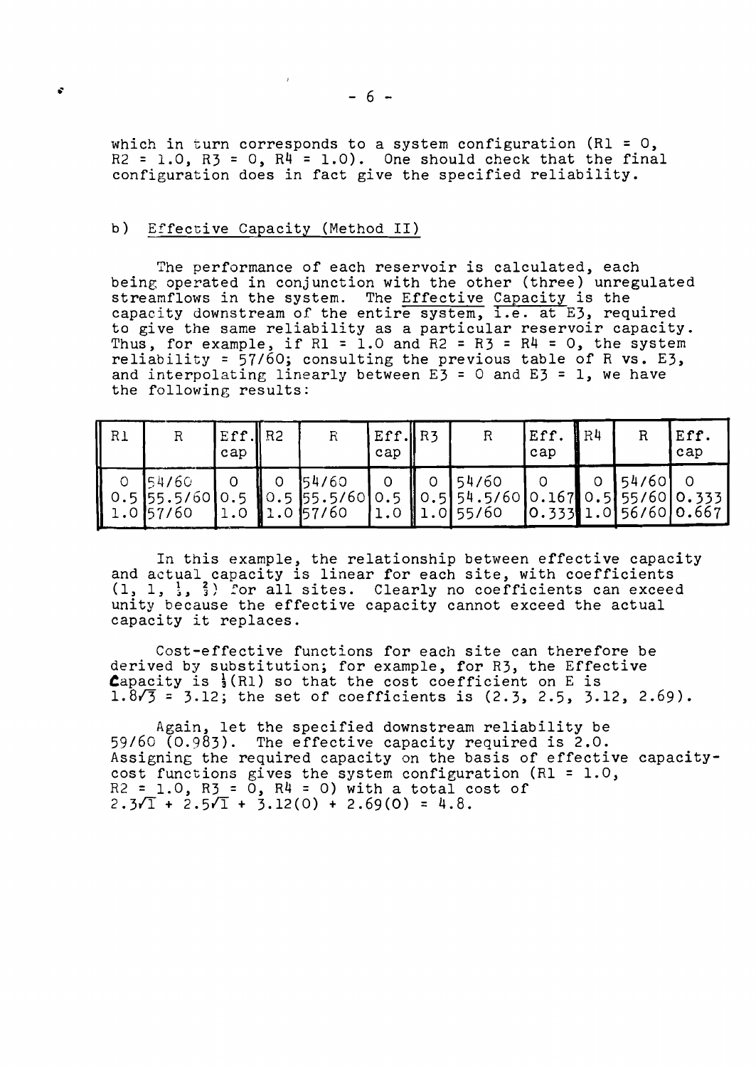which in turn corresponds to a system configuration (R1 = 0, R2 = 1.0, R3 = 0, R4 = 1.0). One should check that the final configuration does in fact give the specified reliability.

### b) Effective Capacity (Method II)

The performance of each reservoir is calculated, each being operated in conjunction with the other (three) unregulated streamflows in the system. The Effective Capacity is the capacity downstream of the entire system, i.e. at E3, required to give the same reliability as a particular reservoir capacity. Thus, for example, if R1 = 1.0 and R2 = R3 = R4 = 0, the system reliability = 57/60; consulting the previous table of R vs. E3, and interpolating linearly between E3 = 0 and E3 = 1, we have the following results:

| R1 | R | Eff. cap | R2 | R | Eff. cap | R3 | R | Eff. cap | R4 | R | Eff. cap |
|---|---|---|---|---|---|---|---|---|---|---|---|
| 0 | 54/60 | 0 | 0 | 54/60 | 0 | 0 | 54/60 | 0 | 0 | 54/60 | 0 |
| 0.5 | 55.5/60 | 0.5 | 0.5 | 55.5/60 | 0.5 | 0.5 | 54.5/60 | 0.167 | 0.5 | 55/60 | 0.333 |
| 1.0 | 57/60 | 1.0 | 1.0 | 57/60 | 1.0 | 1.0 | 55/60 | 0.333 | 1.0 | 56/60 | 0.667 |

In this example, the relationship between effective capacity and actual capacity is linear for each site, with coefficients $(1, 1, \frac{1}{3}, \frac{2}{3})$ for all sites. Clearly no coefficients can exceed unity because the effective capacity cannot exceed the actual capacity it replaces.

Cost-effective functions for each site can therefore be derived by substitution; for example, for R3, the Effective Capacity is $\frac{1}{3}$(R1) so that the cost coefficient on E is $1.8\sqrt{3} = 3.12$; the set of coefficients is (2.3, 2.5, 3.12, 2.69).

Again, let the specified downstream reliability be 59/60 (0.983). The effective capacity required is 2.0. Assigning the required capacity on the basis of effective capacity-cost functions gives the system configuration (R1 = 1.0, R2 = 1.0, R3 = 0, R4 = 0) with a total cost of $2.3\sqrt{1} + 2.5\sqrt{1} + 3.12(0) + 2.69(0) = 4.8$.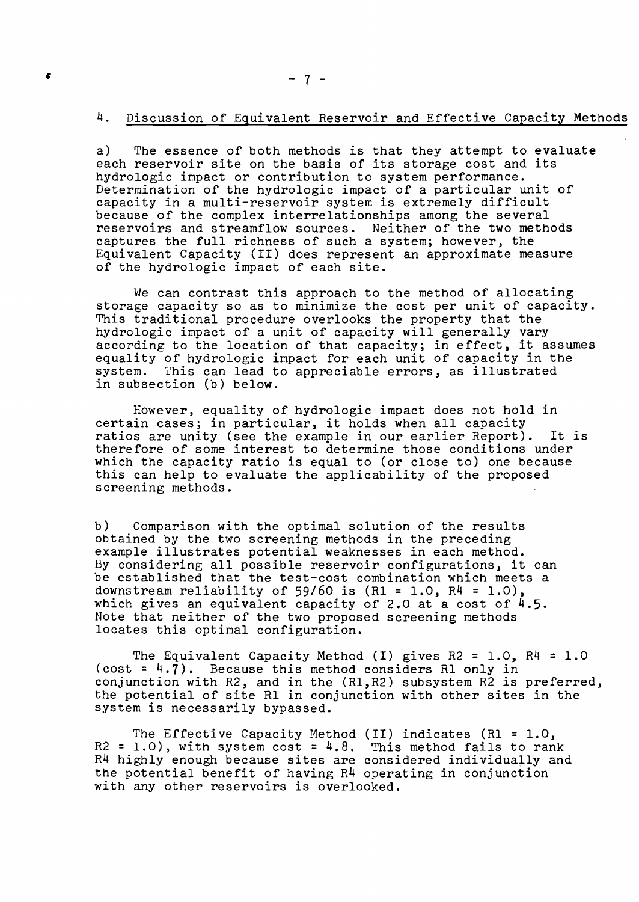## 4. Discussion of Equivalent Reservoir and Effective Capacity Methods

a) The essence of both methods is that they attempt to evaluate each reservoir site on the basis of its storage cost and its hydrologic impact or contribution to system performance. Determination of the hydrologic impact of a particular unit of capacity in a multi-reservoir system is extremely difficult because of the complex interrelationships among the several reservoirs and streamflow sources. Neither of the two methods captures the full richness of such a system; however, the Equivalent Capacity (II) does represent an approximate measure of the hydrologic impact of each site.

We can contrast this approach to the method of allocating storage capacity so as to minimize the cost per unit of capacity. This traditional procedure overlooks the property that the hydrologic impact of a unit of capacity will generally vary according to the location of that capacity; in effect, it assumes equality of hydrologic impact for each unit of capacity in the system. This can lead to appreciable errors, as illustrated in subsection (b) below.

However, equality of hydrologic impact does not hold in certain cases; in particular, it holds when all capacity ratios are unity (see the example in our earlier Report). It is therefore of some interest to determine those conditions under which the capacity ratio is equal to (or close to) one because this can help to evaluate the applicability of the proposed screening methods.

b) Comparison with the optimal solution of the results obtained by the two screening methods in the preceding example illustrates potential weaknesses in each method. By considering all possible reservoir configurations, it can be established that the test-cost combination which meets a downstream reliability of 59/60 is (R1 = 1.0, R4 = 1.0), which gives an equivalent capacity of 2.0 at a cost of 4.5. Note that neither of the two proposed screening methods locates this optimal configuration.

The Equivalent Capacity Method (I) gives R2 = 1.0, R4 = 1.0 (cost = 4.7). Because this method considers R1 only in conjunction with R2, and in the (R1,R2) subsystem R2 is preferred, the potential of site R1 in conjunction with other sites in the system is necessarily bypassed.

The Effective Capacity Method (II) indicates (R1 = 1.0, R2 = 1.0), with system cost = 4.8. This method fails to rank R4 highly enough because sites are considered individually and the potential benefit of having R4 operating in conjunction with any other reservoirs is overlooked.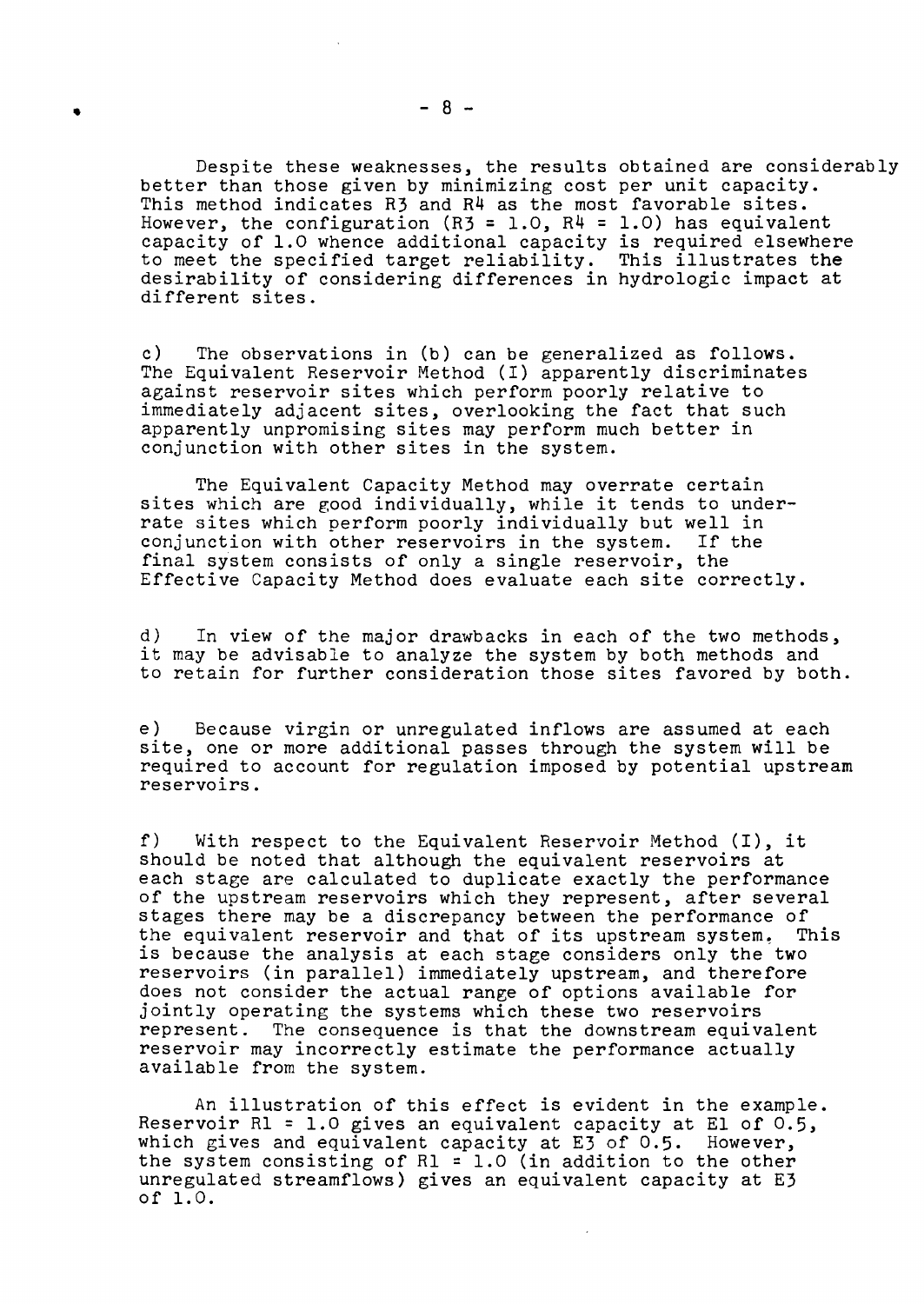Despite these weaknesses, the results obtained are considerably better than those given by minimizing cost per unit capacity. This method indicates R3 and R4 as the most favorable sites. However, the configuration (R3 = 1.0, R4 = 1.0) has equivalent capacity of 1.0 whence additional capacity is required elsewhere to meet the specified target reliability. This illustrates the desirability of considering differences in hydrologic impact at different sites.

c) The observations in (b) can be generalized as follows. The Equivalent Reservoir Method (I) apparently discriminates against reservoir sites which perform poorly relative to immediately adjacent sites, overlooking the fact that such apparently unpromising sites may perform much better in conjunction with other sites in the system.

The Equivalent Capacity Method may overrate certain sites which are good individually, while it tends to underrate sites which perform poorly individually but well in conjunction with other reservoirs in the system. If the final system consists of only a single reservoir, the Effective Capacity Method does evaluate each site correctly.

d) In view of the major drawbacks in each of the two methods, it may be advisable to analyze the system by both methods and to retain for further consideration those sites favored by both.

e) Because virgin or unregulated inflows are assumed at each site, one or more additional passes through the system will be required to account for regulation imposed by potential upstream reservoirs.

f) With respect to the Equivalent Reservoir Method (I), it should be noted that although the equivalent reservoirs at each stage are calculated to duplicate exactly the performance of the upstream reservoirs which they represent, after several stages there may be a discrepancy between the performance of the equivalent reservoir and that of its upstream system. This is because the analysis at each stage considers only the two reservoirs (in parallel) immediately upstream, and therefore does not consider the actual range of options available for jointly operating the systems which these two reservoirs represent. The consequence is that the downstream equivalent reservoir may incorrectly estimate the performance actually available from the system.

An illustration of this effect is evident in the example. Reservoir R1 = 1.0 gives an equivalent capacity at E1 of 0.5, which gives and equivalent capacity at E3 of 0.5. However, the system consisting of R1 = 1.0 (in addition to the other unregulated streamflows) gives an equivalent capacity at E3 of 1.0.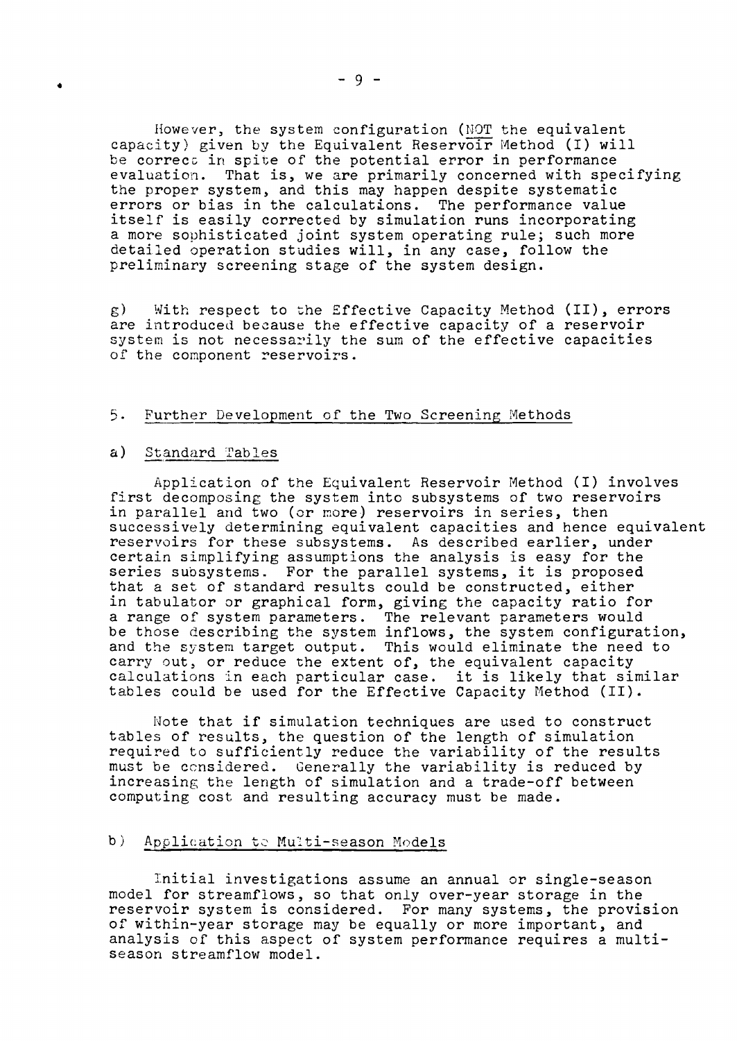However, the system configuration (NOT the equivalent capacity) given by the Equivalent Reservoir Method (I) will be correct in spite of the potential error in performance evaluation. That is, we are primarily concerned with specifying the proper system, and this may happen despite systematic errors or bias in the calculations. The performance value itself is easily corrected by simulation runs incorporating a more sophisticated joint system operating rule; such more detailed operation studies will, in any case, follow the preliminary screening stage of the system design.

g) With respect to the Effective Capacity Method (II), errors are introduced because the effective capacity of a reservoir system is not necessarily the sum of the effective capacities of the component reservoirs.

## 5. Further Development of the Two Screening Methods

### a) Standard Tables

Application of the Equivalent Reservoir Method (I) involves first decomposing the system into subsystems of two reservoirs in parallel and two (or more) reservoirs in series, then successively determining equivalent capacities and hence equivalent reservoirs for these subsystems. As described earlier, under certain simplifying assumptions the analysis is easy for the series subsystems. For the parallel systems, it is proposed that a set of standard results could be constructed, either in tabulator or graphical form, giving the capacity ratio for a range of system parameters. The relevant parameters would be those describing the system inflows, the system configuration, and the system target output. This would eliminate the need to carry out, or reduce the extent of, the equivalent capacity calculations in each particular case. it is likely that similar tables could be used for the Effective Capacity Method (II).

Note that if simulation techniques are used to construct tables of results, the question of the length of simulation required to sufficiently reduce the variability of the results must be considered. Generally the variability is reduced by increasing the length of simulation and a trade-off between computing cost and resulting accuracy must be made.

### b) Application to Multi-season Models

Initial investigations assume an annual or single-season model for streamflows, so that only over-year storage in the reservoir system is considered. For many systems, the provision of within-year storage may be equally or more important, and analysis of this aspect of system performance requires a multi-season streamflow model.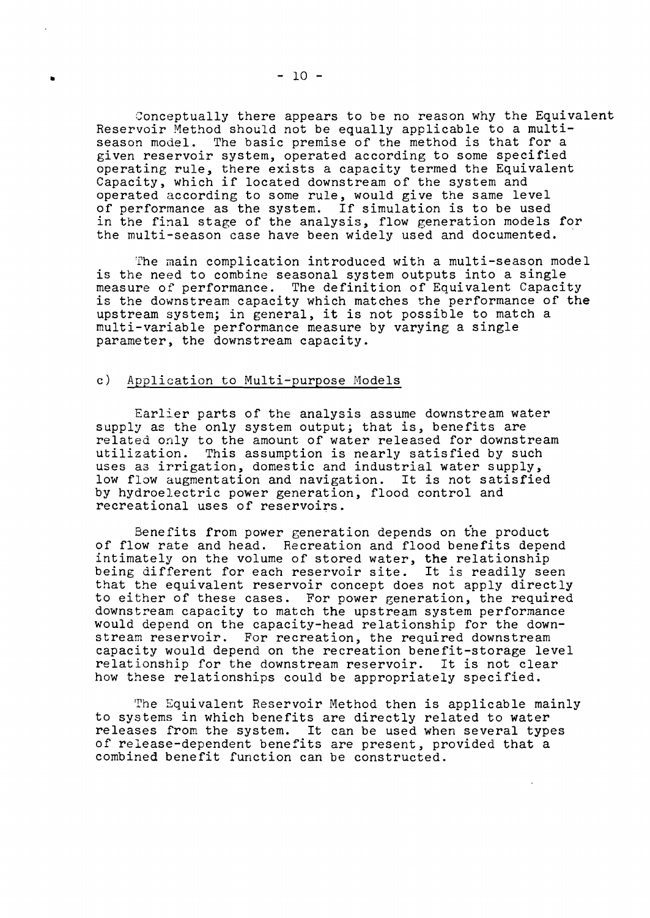Conceptually there appears to be no reason why the Equivalent Reservoir Method should not be equally applicable to a multi-season model. The basic premise of the method is that for a given reservoir system, operated according to some specified operating rule, there exists a capacity termed the Equivalent Capacity, which if located downstream of the system and operated according to some rule, would give the same level of performance as the system. If simulation is to be used in the final stage of the analysis, flow generation models for the multi-season case have been widely used and documented.

The main complication introduced with a multi-season model is the need to combine seasonal system outputs into a single measure of performance. The definition of Equivalent Capacity is the downstream capacity which matches the performance of the upstream system; in general, it is not possible to match a multi-variable performance measure by varying a single parameter, the downstream capacity.

### c) Application to Multi-purpose Models

Earlier parts of the analysis assume downstream water supply as the only system output; that is, benefits are related only to the amount of water released for downstream utilization. This assumption is nearly satisfied by such uses as irrigation, domestic and industrial water supply, low flow augmentation and navigation. It is not satisfied by hydroelectric power generation, flood control and recreational uses of reservoirs.

Benefits from power generation depends on the product of flow rate and head. Recreation and flood benefits depend intimately on the volume of stored water, the relationship being different for each reservoir site. It is readily seen that the equivalent reservoir concept does not apply directly to either of these cases. For power generation, the required downstream capacity to match the upstream system performance would depend on the capacity-head relationship for the downstream reservoir. For recreation, the required downstream capacity would depend on the recreation benefit-storage level relationship for the downstream reservoir. It is not clear how these relationships could be appropriately specified.

The Equivalent Reservoir Method then is applicable mainly to systems in which benefits are directly related to water releases from the system. It can be used when several types of release-dependent benefits are present, provided that a combined benefit function can be constructed.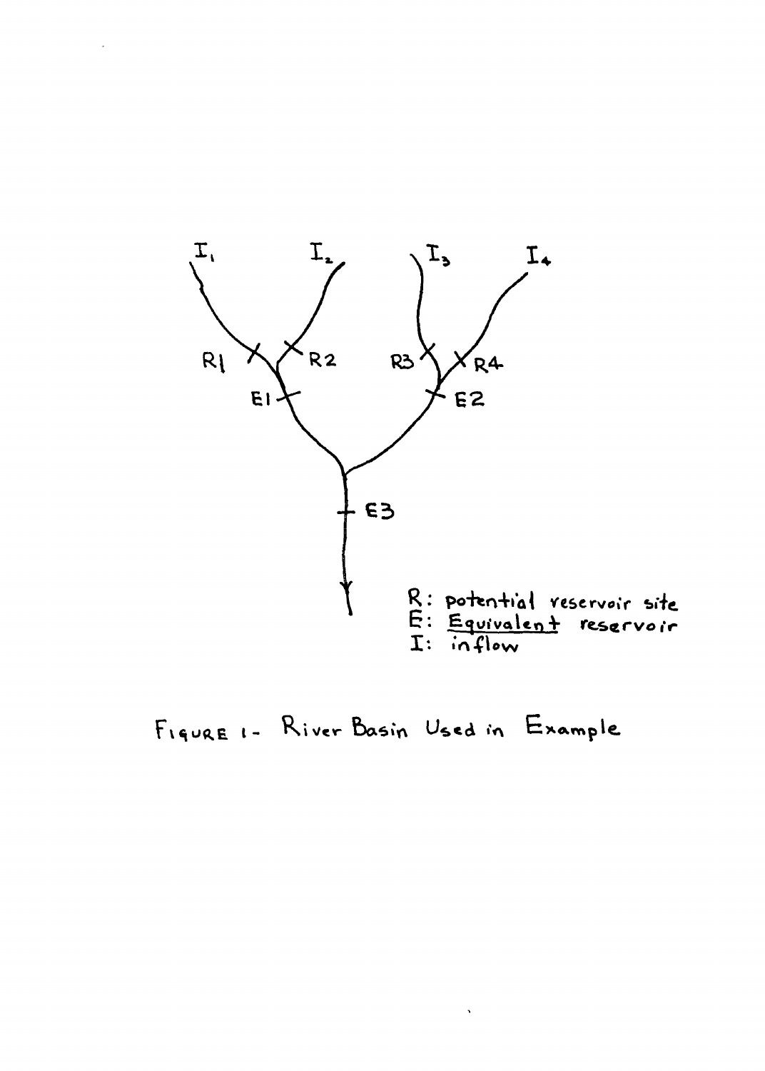Figure 1 - River Basin Used in Example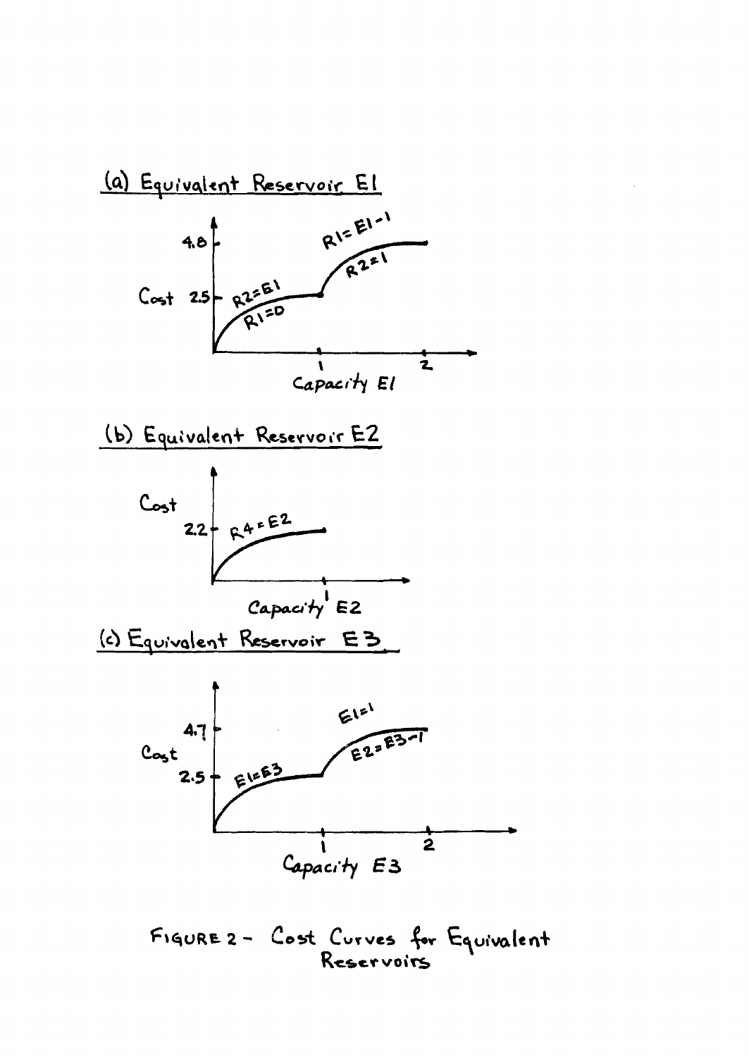(a) Equivalent Reservoir E1

4.8

Cost 2.5

R1=E1-1

R2=1

R2=E1

R1=0

1

2

Capacity E1

(b) Equivalent Reservoir E2

Cost

2.2

R4=E2

1

Capacity E2

(c) Equivalent Reservoir E3

4.7

Cost

2.5

E1=1

E2=E3-1

E1=E3

1

2

Capacity E3

FIGURE 2 - Cost Curves for Equivalent Reservoirs